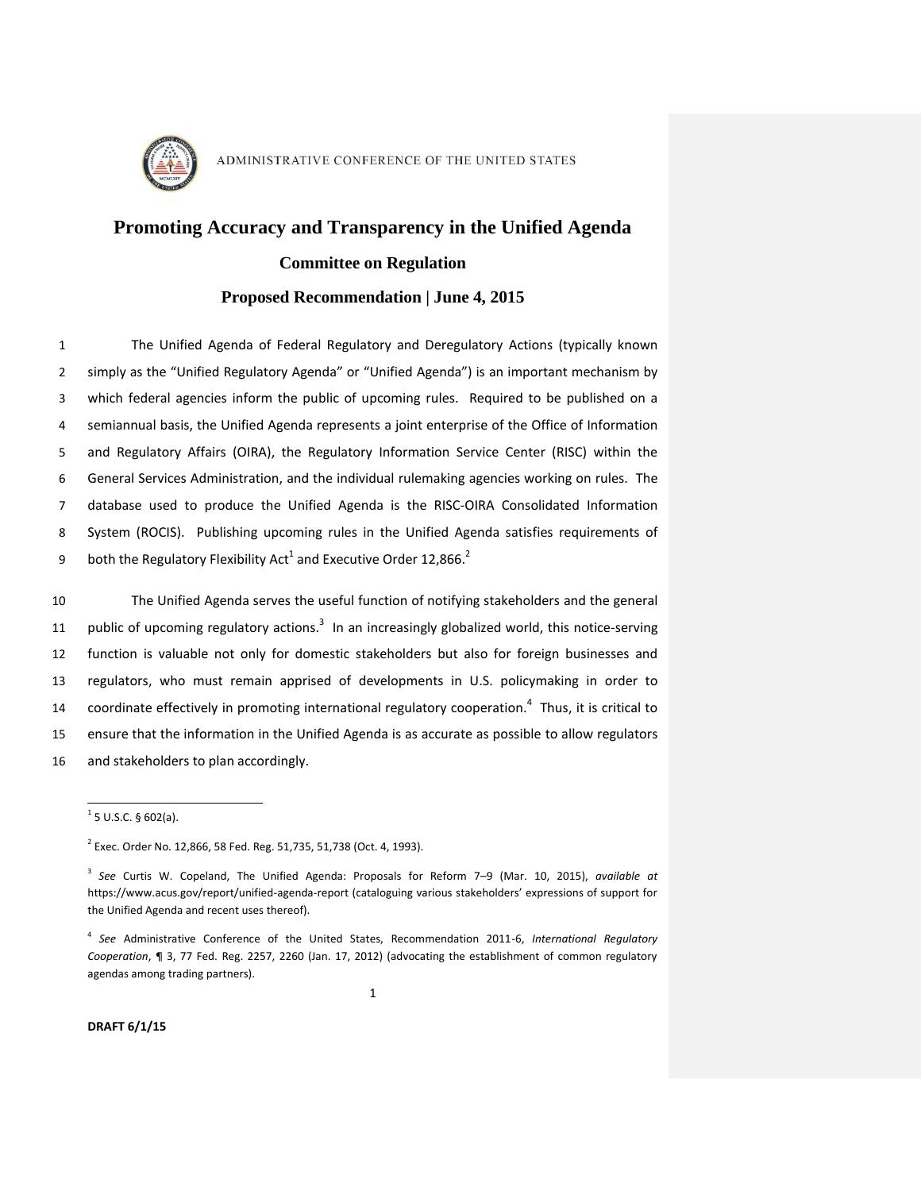ADMINISTRATIVE CONFERENCE OF THE UNITED STATES

# Promoting Accuracy and Transparency in the Unified Agenda

## Committee on Regulation

## Proposed Recommendation | June 4, 2015

The Unified Agenda of Federal Regulatory and Deregulatory Actions (typically known simply as the "Unified Regulatory Agenda" or "Unified Agenda") is an important mechanism by which federal agencies inform the public of upcoming rules. Required to be published on a semiannual basis, the Unified Agenda represents a joint enterprise of the Office of Information and Regulatory Affairs (OIRA), the Regulatory Information Service Center (RISC) within the General Services Administration, and the individual rulemaking agencies working on rules. The database used to produce the Unified Agenda is the RISC-OIRA Consolidated Information System (ROCIS). Publishing upcoming rules in the Unified Agenda satisfies requirements of both the Regulatory Flexibility Act[1] and Executive Order 12,866.[2]

The Unified Agenda serves the useful function of notifying stakeholders and the general public of upcoming regulatory actions.[3] In an increasingly globalized world, this notice-serving function is valuable not only for domestic stakeholders but also for foreign businesses and regulators, who must remain apprised of developments in U.S. policymaking in order to coordinate effectively in promoting international regulatory cooperation.[4] Thus, it is critical to ensure that the information in the Unified Agenda is as accurate as possible to allow regulators and stakeholders to plan accordingly.

---

[1] 5 U.S.C. § 602(a).

[2] Exec. Order No. 12,866, 58 Fed. Reg. 51,735, 51,738 (Oct. 4, 1993).

[3] *See* Curtis W. Copeland, The Unified Agenda: Proposals for Reform 7–9 (Mar. 10, 2015), *available at* https://www.acus.gov/report/unified-agenda-report (cataloguing various stakeholders' expressions of support for the Unified Agenda and recent uses thereof).

[4] *See* Administrative Conference of the United States, Recommendation 2011-6, *International Regulatory Cooperation*, ¶ 3, 77 Fed. Reg. 2257, 2260 (Jan. 17, 2012) (advocating the establishment of common regulatory agendas among trading partners).

**DRAFT 6/1/15**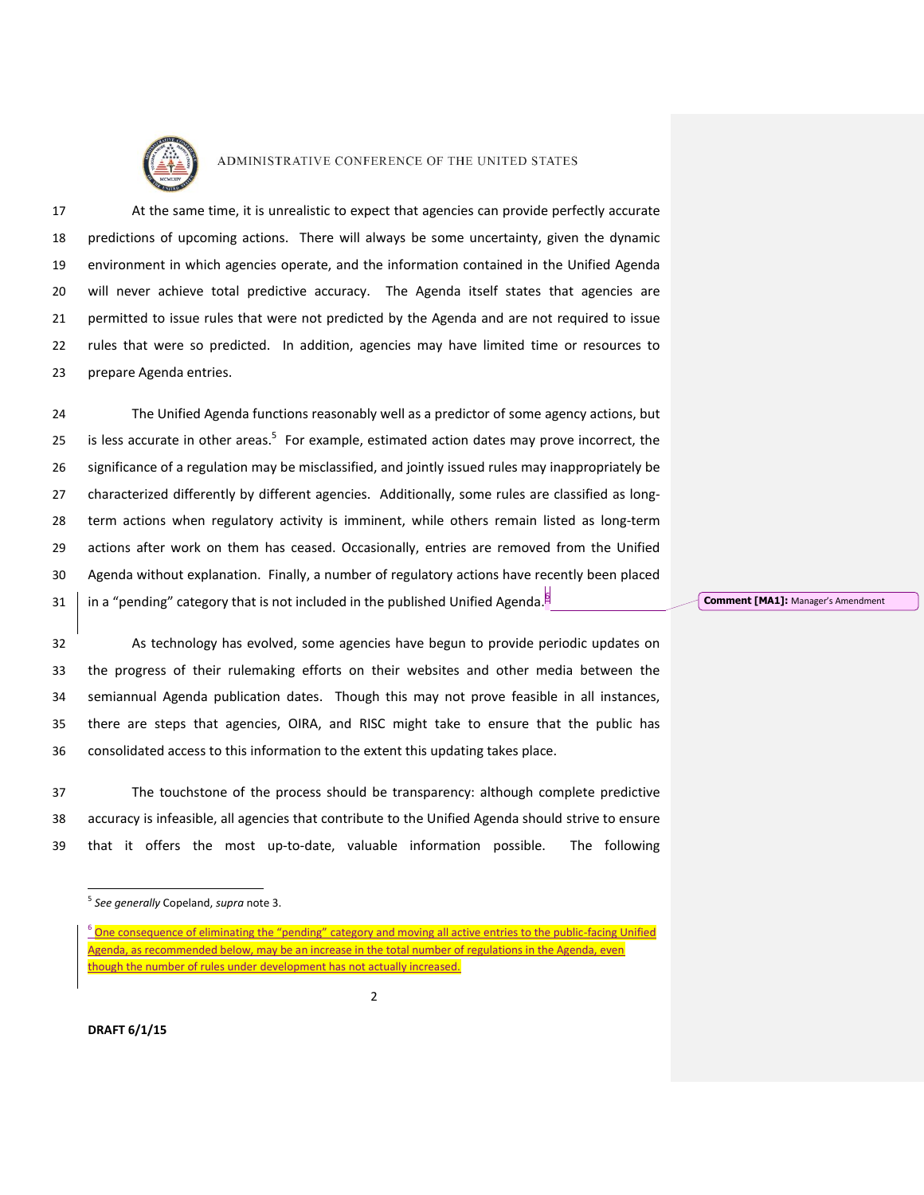At the same time, it is unrealistic to expect that agencies can provide perfectly accurate predictions of upcoming actions. There will always be some uncertainty, given the dynamic environment in which agencies operate, and the information contained in the Unified Agenda will never achieve total predictive accuracy. The Agenda itself states that agencies are permitted to issue rules that were not predicted by the Agenda and are not required to issue rules that were so predicted. In addition, agencies may have limited time or resources to prepare Agenda entries.

The Unified Agenda functions reasonably well as a predictor of some agency actions, but is less accurate in other areas.[5] For example, estimated action dates may prove incorrect, the significance of a regulation may be misclassified, and jointly issued rules may inappropriately be characterized differently by different agencies. Additionally, some rules are classified as long-term actions when regulatory activity is imminent, while others remain listed as long-term actions after work on them has ceased. Occasionally, entries are removed from the Unified Agenda without explanation. Finally, a number of regulatory actions have recently been placed in a "pending" category that is not included in the published Unified Agenda.[6]

Comment [MA1]: Manager's Amendment

As technology has evolved, some agencies have begun to provide periodic updates on the progress of their rulemaking efforts on their websites and other media between the semiannual Agenda publication dates. Though this may not prove feasible in all instances, there are steps that agencies, OIRA, and RISC might take to ensure that the public has consolidated access to this information to the extent this updating takes place.

The touchstone of the process should be transparency: although complete predictive accuracy is infeasible, all agencies that contribute to the Unified Agenda should strive to ensure that it offers the most up-to-date, valuable information possible. The following

[5] *See generally* Copeland, *supra* note 3.

[6] One consequence of eliminating the "pending" category and moving all active entries to the public-facing Unified Agenda, as recommended below, may be an increase in the total number of regulations in the Agenda, even though the number of rules under development has not actually increased.

DRAFT 6/1/15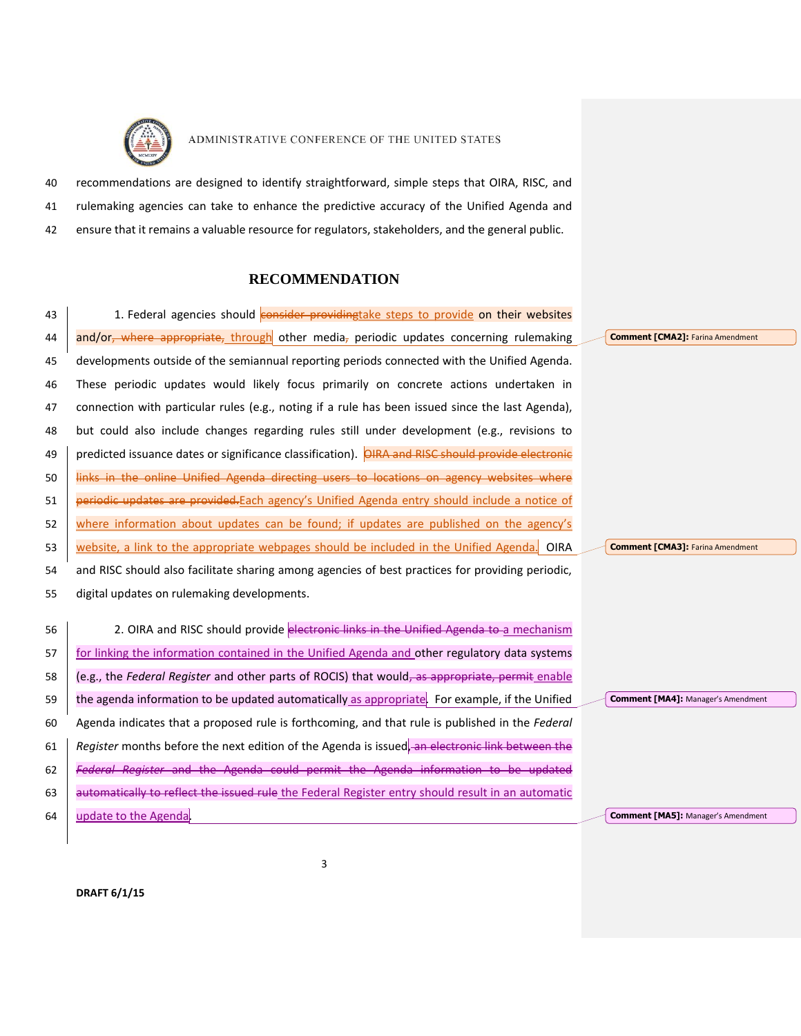recommendations are designed to identify straightforward, simple steps that OIRA, RISC, and rulemaking agencies can take to enhance the predictive accuracy of the Unified Agenda and ensure that it remains a valuable resource for regulators, stakeholders, and the general public.

## RECOMMENDATION

1. Federal agencies should ~~consider providing~~take steps to provide on their websites and/or~~, where appropriate,~~ through other media~~,~~ periodic updates concerning rulemaking developments outside of the semiannual reporting periods connected with the Unified Agenda. These periodic updates would likely focus primarily on concrete actions undertaken in connection with particular rules (e.g., noting if a rule has been issued since the last Agenda), but could also include changes regarding rules still under development (e.g., revisions to predicted issuance dates or significance classification). ~~OIRA and RISC should provide electronic links in the online Unified Agenda directing users to locations on agency websites where periodic updates are provided.~~Each agency's Unified Agenda entry should include a notice of where information about updates can be found; if updates are published on the agency's website, a link to the appropriate webpages should be included in the Unified Agenda. OIRA and RISC should also facilitate sharing among agencies of best practices for providing periodic, digital updates on rulemaking developments.

2. OIRA and RISC should provide ~~electronic links in the Unified Agenda to~~ a mechanism for linking the information contained in the Unified Agenda and other regulatory data systems (e.g., the *Federal Register* and other parts of ROCIS) that would~~, as appropriate, permit~~ enable the agenda information to be updated automatically as appropriate. For example, if the Unified Agenda indicates that a proposed rule is forthcoming, and that rule is published in the *Federal Register* months before the next edition of the Agenda is issued~~, an electronic link between the *Federal Register* and the Agenda could permit the Agenda information to be updated automatically to reflect the issued rule~~ the Federal Register entry should result in an automatic update to the Agenda.

**Comment [CMA2]:** Farina Amendment

**Comment [CMA3]:** Farina Amendment

**Comment [MA4]:** Manager's Amendment

**Comment [MA5]:** Manager's Amendment

DRAFT 6/1/15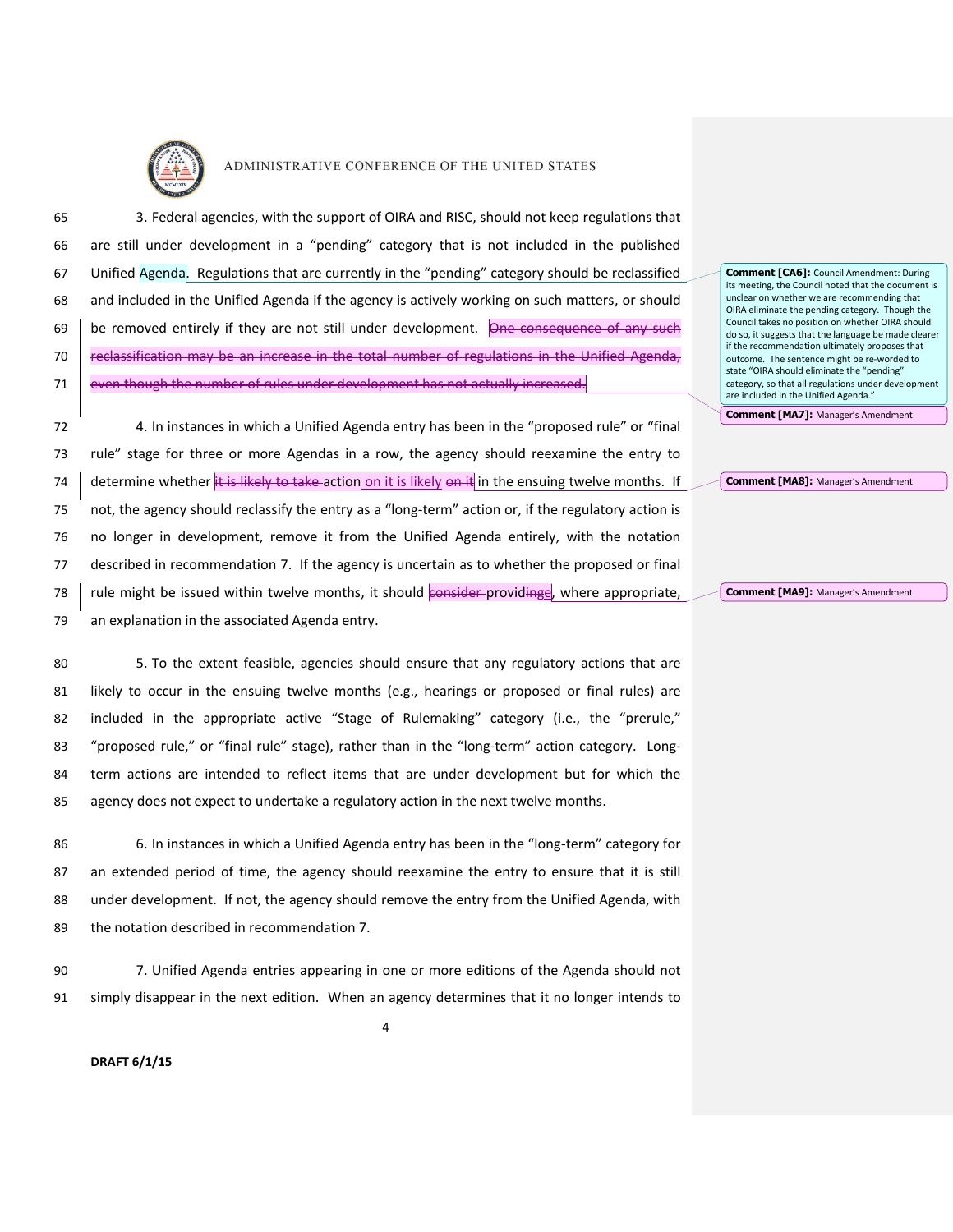3. Federal agencies, with the support of OIRA and RISC, should not keep regulations that are still under development in a "pending" category that is not included in the published Unified Agenda. Regulations that are currently in the "pending" category should be reclassified and included in the Unified Agenda if the agency is actively working on such matters, or should be removed entirely if they are not still under development. ~~One consequence of any such reclassification may be an increase in the total number of regulations in the Unified Agenda, even though the number of rules under development has not actually increased.~~

4. In instances in which a Unified Agenda entry has been in the "proposed rule" or "final rule" stage for three or more Agendas in a row, the agency should reexamine the entry to determine whether ~~it is likely to take~~ action on it is likely ~~on it~~ in the ensuing twelve months. If not, the agency should reclassify the entry as a "long-term" action or, if the regulatory action is no longer in development, remove it from the Unified Agenda entirely, with the notation described in recommendation 7. If the agency is uncertain as to whether the proposed or final rule might be issued within twelve months, it should ~~consider~~ providi~~nge~~, where appropriate, an explanation in the associated Agenda entry.

5. To the extent feasible, agencies should ensure that any regulatory actions that are likely to occur in the ensuing twelve months (e.g., hearings or proposed or final rules) are included in the appropriate active "Stage of Rulemaking" category (i.e., the "prerule," "proposed rule," or "final rule" stage), rather than in the "long-term" action category. Long-term actions are intended to reflect items that are under development but for which the agency does not expect to undertake a regulatory action in the next twelve months.

6. In instances in which a Unified Agenda entry has been in the "long-term" category for an extended period of time, the agency should reexamine the entry to ensure that it is still under development. If not, the agency should remove the entry from the Unified Agenda, with the notation described in recommendation 7.

7. Unified Agenda entries appearing in one or more editions of the Agenda should not simply disappear in the next edition. When an agency determines that it no longer intends to

**Comment [CA6]:** Council Amendment: During its meeting, the Council noted that the document is unclear on whether we are recommending that OIRA eliminate the pending category. Though the Council takes no position on whether OIRA should do so, it suggests that the language be made clearer if the recommendation ultimately proposes that outcome. The sentence might be re-worded to state "OIRA should eliminate the "pending" category, so that all regulations under development are included in the Unified Agenda."

**Comment [MA7]:** Manager's Amendment

**Comment [MA8]:** Manager's Amendment

**Comment [MA9]:** Manager's Amendment

**DRAFT 6/1/15**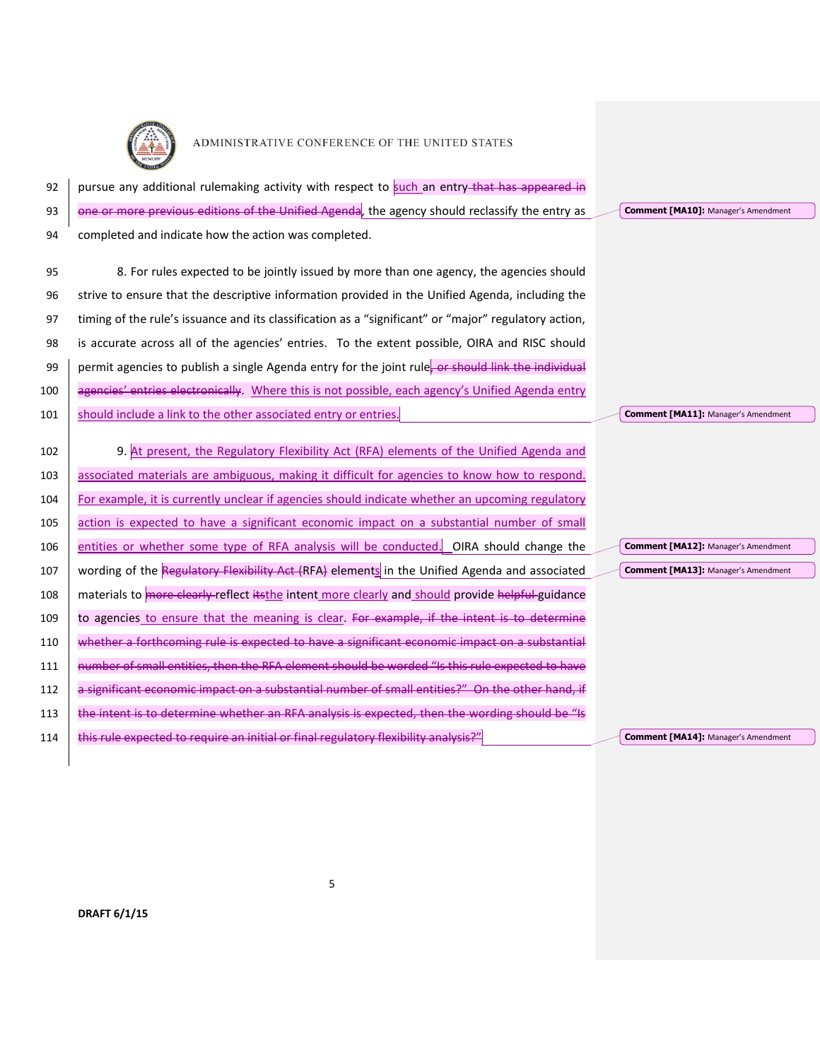pursue any additional rulemaking activity with respect to ~~such~~ an entry ~~that has appeared in one or more previous editions of the Unified Agenda~~, the agency should reclassify the entry as completed and indicate how the action was completed.

8. For rules expected to be jointly issued by more than one agency, the agencies should strive to ensure that the descriptive information provided in the Unified Agenda, including the timing of the rule's issuance and its classification as a "significant" or "major" regulatory action, is accurate across all of the agencies' entries. To the extent possible, OIRA and RISC should permit agencies to publish a single Agenda entry for the joint rule~~, or should link the individual agencies' entries electronically~~. Where this is not possible, each agency's Unified Agenda entry should include a link to the other associated entry or entries.

9. At present, the Regulatory Flexibility Act (RFA) elements of the Unified Agenda and associated materials are ambiguous, making it difficult for agencies to know how to respond. For example, it is currently unclear if agencies should indicate whether an upcoming regulatory action is expected to have a significant economic impact on a substantial number of small entities or whether some type of RFA analysis will be conducted. OIRA should change the wording of the ~~Regulatory Flexibility Act (~~RFA~~)~~ elements in the Unified Agenda and associated materials to ~~more clearly~~ reflect ~~its~~the intent more clearly and should provide ~~helpful~~ guidance to agencies to ensure that the meaning is clear. ~~For example, if the intent is to determine whether a forthcoming rule is expected to have a significant economic impact on a substantial number of small entities, then the RFA element should be worded "Is this rule expected to have a significant economic impact on a substantial number of small entities?" On the other hand, if the intent is to determine whether an RFA analysis is expected, then the wording should be "Is this rule expected to require an initial or final regulatory flexibility analysis?"~~

Comment [MA10]: Manager's Amendment

Comment [MA11]: Manager's Amendment

Comment [MA12]: Manager's Amendment

Comment [MA13]: Manager's Amendment

Comment [MA14]: Manager's Amendment

DRAFT 6/1/15